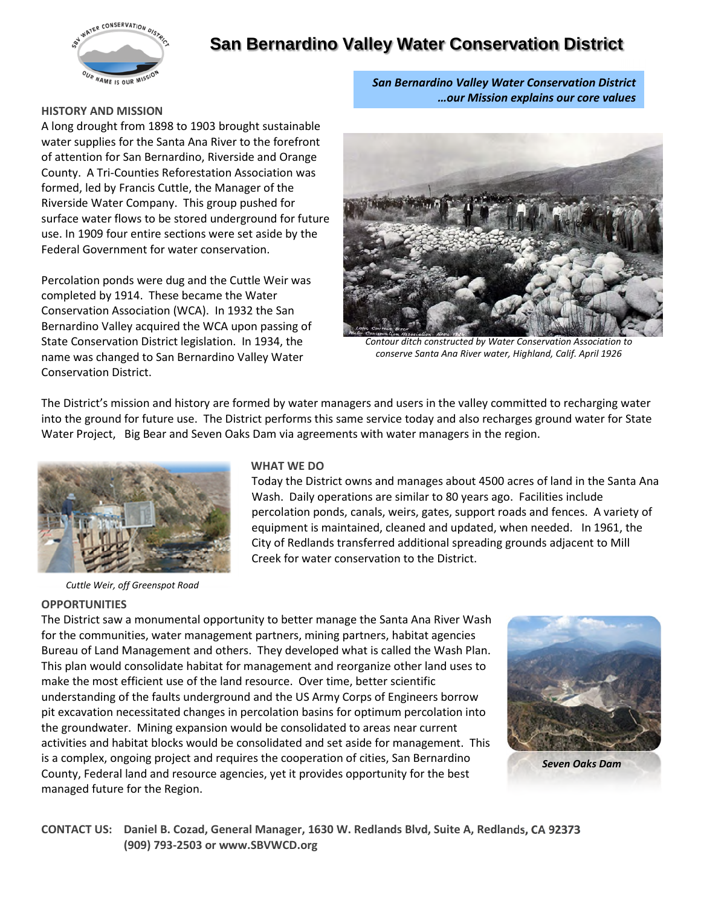# San Bernardino Valley Water Conservation District

***San Bernardino Valley Water Conservation District***
***…our Mission explains our core values***

## HISTORY AND MISSION

A long drought from 1898 to 1903 brought sustainable water supplies for the Santa Ana River to the forefront of attention for San Bernardino, Riverside and Orange County. A Tri-Counties Reforestation Association was formed, led by Francis Cuttle, the Manager of the Riverside Water Company. This group pushed for surface water flows to be stored underground for future use. In 1909 four entire sections were set aside by the Federal Government for water conservation.

Percolation ponds were dug and the Cuttle Weir was completed by 1914. These became the Water Conservation Association (WCA). In 1932 the San Bernardino Valley acquired the WCA upon passing of State Conservation District legislation. In 1934, the name was changed to San Bernardino Valley Water Conservation District.

*Contour ditch constructed by Water Conservation Association to conserve Santa Ana River water, Highland, Calif. April 1926*

The District's mission and history are formed by water managers and users in the valley committed to recharging water into the ground for future use. The District performs this same service today and also recharges ground water for State Water Project, Big Bear and Seven Oaks Dam via agreements with water managers in the region.

## WHAT WE DO

Today the District owns and manages about 4500 acres of land in the Santa Ana Wash. Daily operations are similar to 80 years ago. Facilities include percolation ponds, canals, weirs, gates, support roads and fences. A variety of equipment is maintained, cleaned and updated, when needed. In 1961, the City of Redlands transferred additional spreading grounds adjacent to Mill Creek for water conservation to the District.

*Cuttle Weir, off Greenspot Road*

## OPPORTUNITIES

The District saw a monumental opportunity to better manage the Santa Ana River Wash for the communities, water management partners, mining partners, habitat agencies Bureau of Land Management and others. They developed what is called the Wash Plan. This plan would consolidate habitat for management and reorganize other land uses to make the most efficient use of the land resource. Over time, better scientific understanding of the faults underground and the US Army Corps of Engineers borrow pit excavation necessitated changes in percolation basins for optimum percolation into the groundwater. Mining expansion would be consolidated to areas near current activities and habitat blocks would be consolidated and set aside for management. This is a complex, ongoing project and requires the cooperation of cities, San Bernardino County, Federal land and resource agencies, yet it provides opportunity for the best managed future for the Region.

***Seven Oaks Dam***

**CONTACT US: Daniel B. Cozad, General Manager, 1630 W. Redlands Blvd, Suite A, Redlands, CA 92373**
**(909) 793-2503 or www.SBVWCD.org**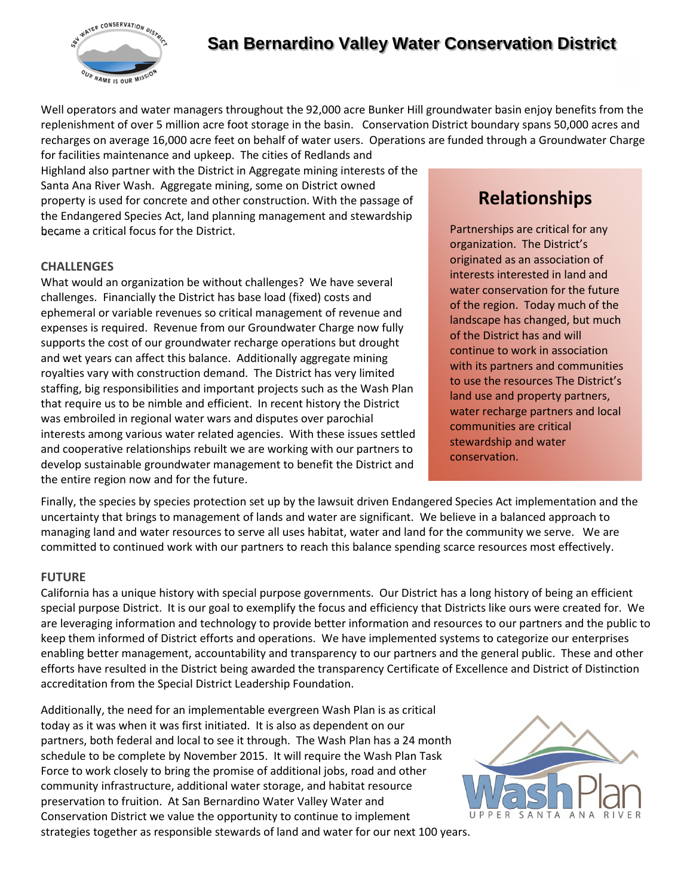# San Bernardino Valley Water Conservation District

Well operators and water managers throughout the 92,000 acre Bunker Hill groundwater basin enjoy benefits from the replenishment of over 5 million acre foot storage in the basin. Conservation District boundary spans 50,000 acres and recharges on average 16,000 acre feet on behalf of water users. Operations are funded through a Groundwater Charge for facilities maintenance and upkeep. The cities of Redlands and Highland also partner with the District in Aggregate mining interests of the Santa Ana River Wash. Aggregate mining, some on District owned property is used for concrete and other construction. With the passage of the Endangered Species Act, land planning management and stewardship became a critical focus for the District.

## Relationships

Partnerships are critical for any organization. The District's originated as an association of interests interested in land and water conservation for the future of the region. Today much of the landscape has changed, but much of the District has and will continue to work in association with its partners and communities to use the resources The District's land use and property partners, water recharge partners and local communities are critical stewardship and water conservation.

## CHALLENGES

What would an organization be without challenges? We have several challenges. Financially the District has base load (fixed) costs and ephemeral or variable revenues so critical management of revenue and expenses is required. Revenue from our Groundwater Charge now fully supports the cost of our groundwater recharge operations but drought and wet years can affect this balance. Additionally aggregate mining royalties vary with construction demand. The District has very limited staffing, big responsibilities and important projects such as the Wash Plan that require us to be nimble and efficient. In recent history the District was embroiled in regional water wars and disputes over parochial interests among various water related agencies. With these issues settled and cooperative relationships rebuilt we are working with our partners to develop sustainable groundwater management to benefit the District and the entire region now and for the future.

Finally, the species by species protection set up by the lawsuit driven Endangered Species Act implementation and the uncertainty that brings to management of lands and water are significant. We believe in a balanced approach to managing land and water resources to serve all uses habitat, water and land for the community we serve. We are committed to continued work with our partners to reach this balance spending scarce resources most effectively.

## FUTURE

California has a unique history with special purpose governments. Our District has a long history of being an efficient special purpose District. It is our goal to exemplify the focus and efficiency that Districts like ours were created for. We are leveraging information and technology to provide better information and resources to our partners and the public to keep them informed of District efforts and operations. We have implemented systems to categorize our enterprises enabling better management, accountability and transparency to our partners and the general public. These and other efforts have resulted in the District being awarded the transparency Certificate of Excellence and District of Distinction accreditation from the Special District Leadership Foundation.

Additionally, the need for an implementable evergreen Wash Plan is as critical today as it was when it was first initiated. It is also as dependent on our partners, both federal and local to see it through. The Wash Plan has a 24 month schedule to be complete by November 2015. It will require the Wash Plan Task Force to work closely to bring the promise of additional jobs, road and other community infrastructure, additional water storage, and habitat resource preservation to fruition. At San Bernardino Water Valley Water and Conservation District we value the opportunity to continue to implement strategies together as responsible stewards of land and water for our next 100 years.

Wash Plan
UPPER SANTA ANA RIVER